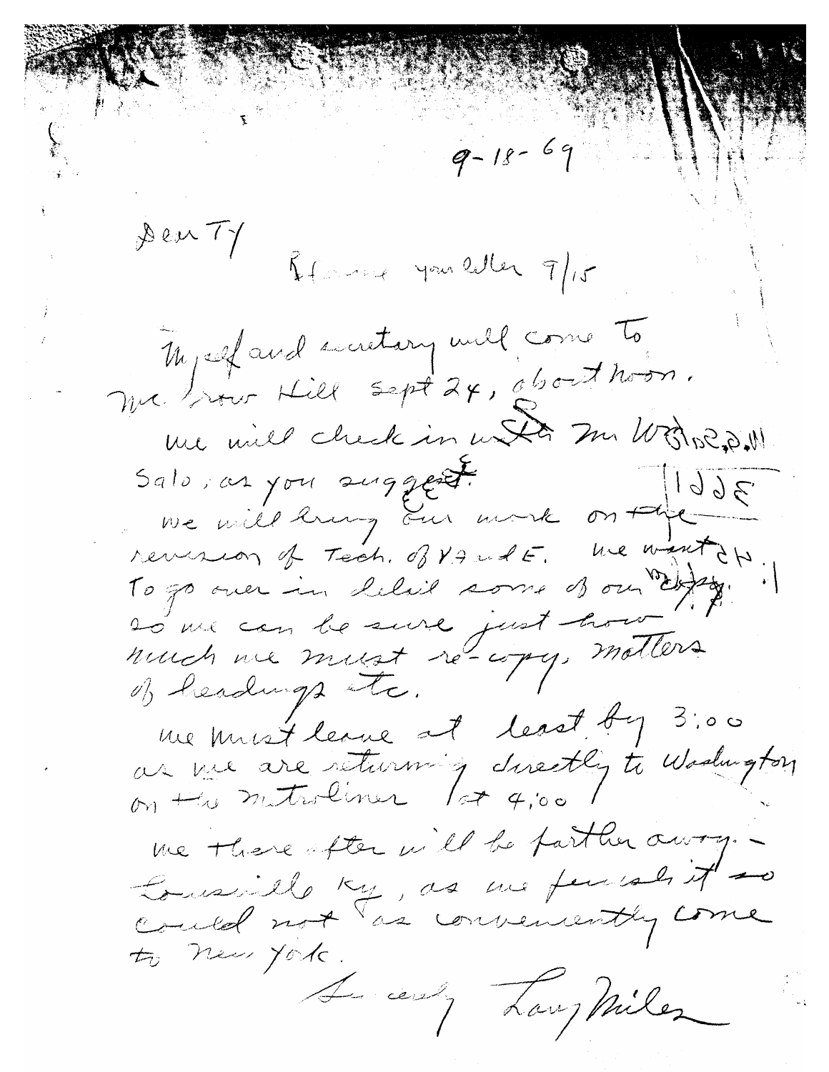9-18-69

Dear Ty

Re: your letter 9/15

Myself and secretary will come to Mc Graw Hill Sept 24, about noon.

We will check in with Mr Wardlaw & Mr Salo, as you suggest.

We will bring our work on the revision of Tech. of V A and E. We want to go over in detail some of our copy so we can be sure just how much we must re-copy, matters of headings etc.

We must leave at least by 3:00 as we are returning directly to Washington on the metroliner at 4:00

We there after will be farther away - Louisville Ky, as we feel it so could not as conveniently come to New York.

Sincerely Larry Miles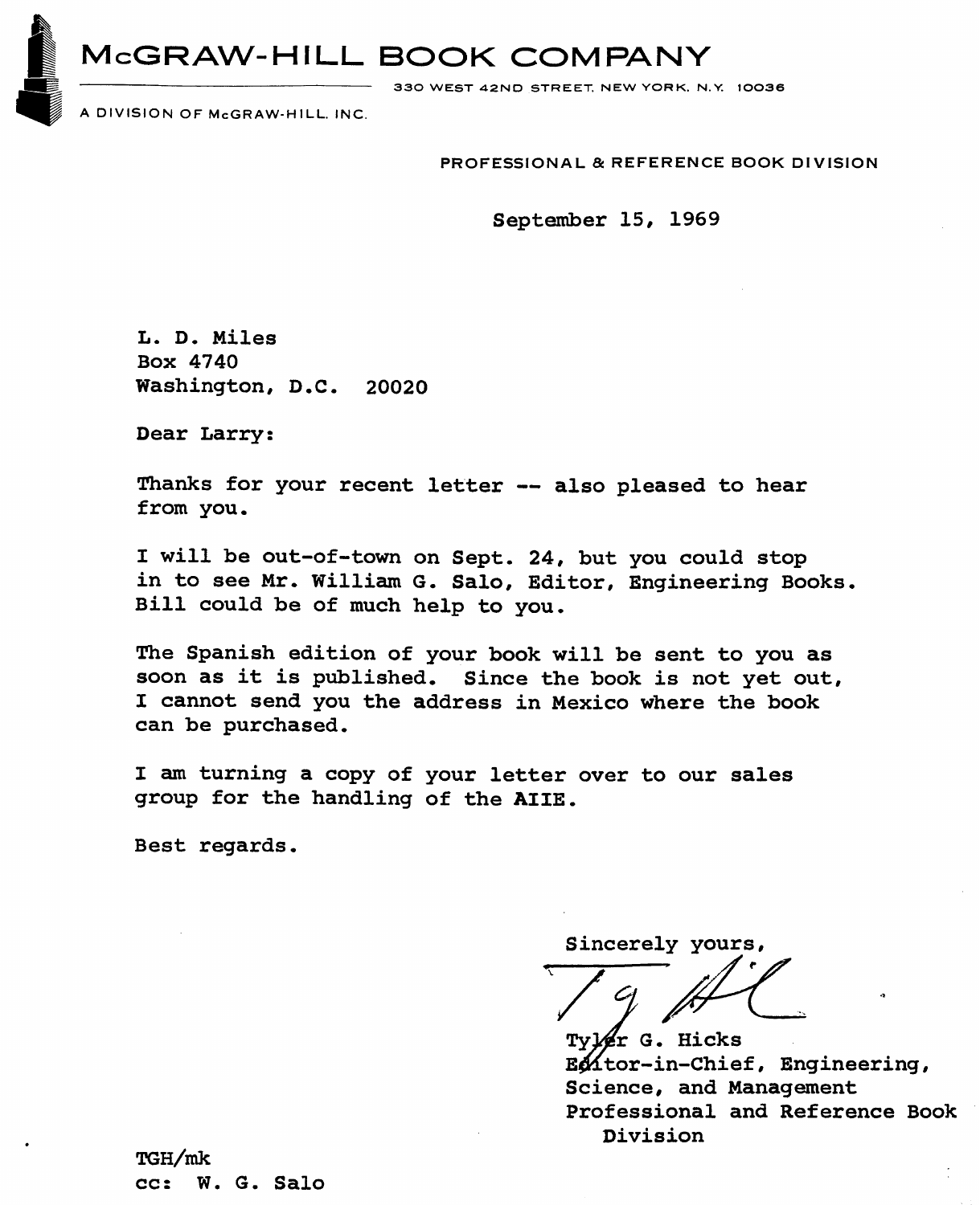# McGRAW-HILL BOOK COMPANY

330 WEST 42ND STREET, NEW YORK, N.Y. 10036

A DIVISION OF McGRAW-HILL, INC.

PROFESSIONAL & REFERENCE BOOK DIVISION

September 15, 1969

L. D. Miles
Box 4740
Washington, D.C. 20020

Dear Larry:

Thanks for your recent letter -- also pleased to hear from you.

I will be out-of-town on Sept. 24, but you could stop in to see Mr. William G. Salo, Editor, Engineering Books. Bill could be of much help to you.

The Spanish edition of your book will be sent to you as soon as it is published. Since the book is not yet out, I cannot send you the address in Mexico where the book can be purchased.

I am turning a copy of your letter over to our sales group for the handling of the AIIE.

Best regards.

Sincerely yours,

Tyler G. Hicks
Editor-in-Chief, Engineering, Science, and Management
Professional and Reference Book Division

TGH/mk
cc: W. G. Salo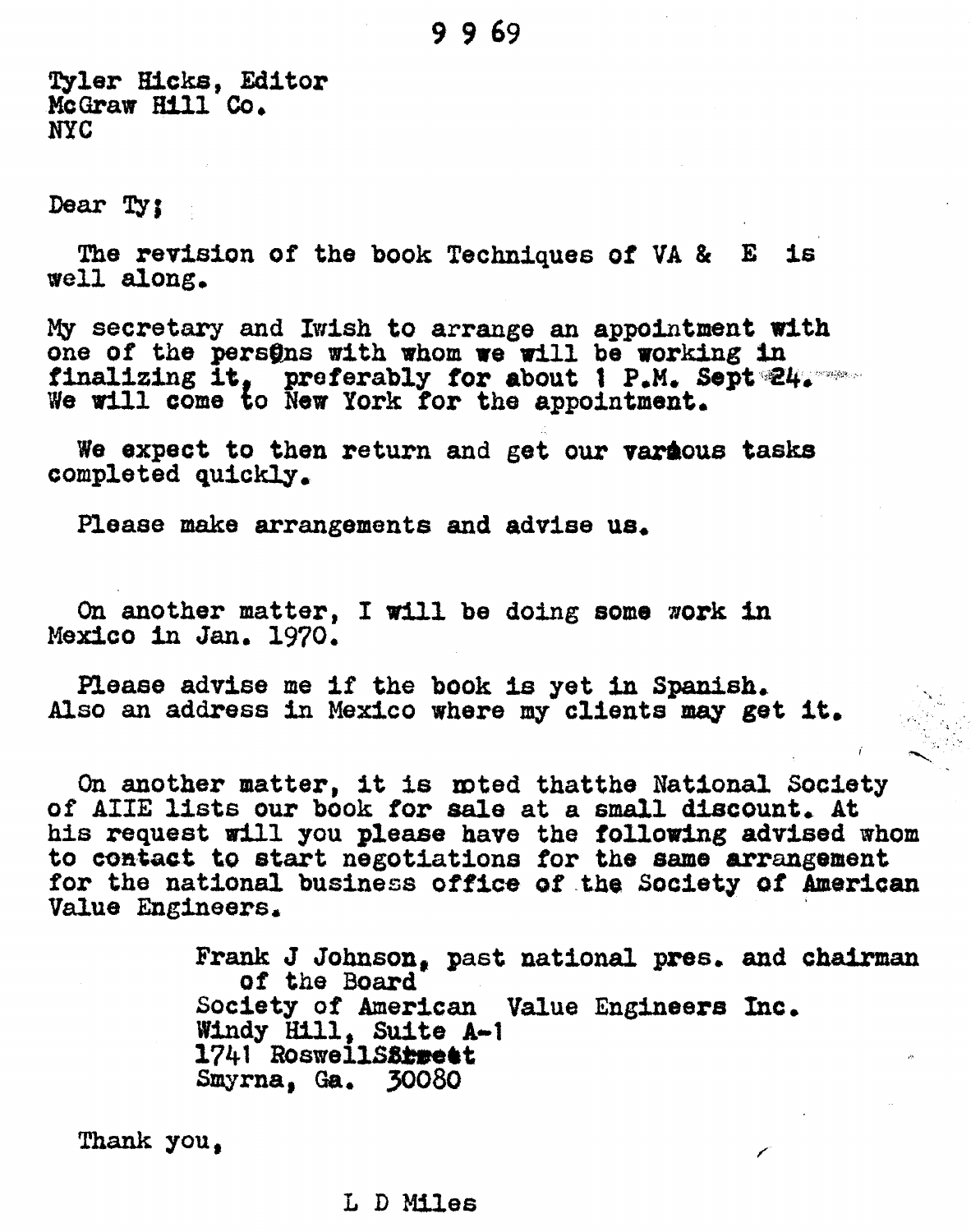9 9 69

Tyler Hicks, Editor
McGraw Hill Co.
NYC

Dear Ty;

The revision of the book Techniques of VA & E is well along.

My secretary and Iwish to arrange an appointment with one of the persons with whom we will be working in finalizing it, preferably for about 1 P.M. Sept 24. We will come to New York for the appointment.

We expect to then return and get our various tasks completed quickly.

Please make arrangements and advise us.

On another matter, I will be doing some work in Mexico in Jan. 1970.

Please advise me if the book is yet in Spanish. Also an address in Mexico where my clients may get it.

On another matter, it is noted thatthe National Society of AIIE lists our book for sale at a small discount. At his request will you please have the following advised whom to contact to start negotiations for the same arrangement for the national business office of the Society of American Value Engineers.

> Frank J Johnson, past national pres. and chairman of the Board
> Society of American Value Engineers Inc.
> Windy Hill, Suite A-1
> 1741 Roswell Street
> Smyrna, Ga. 30080

Thank you,

L D Miles